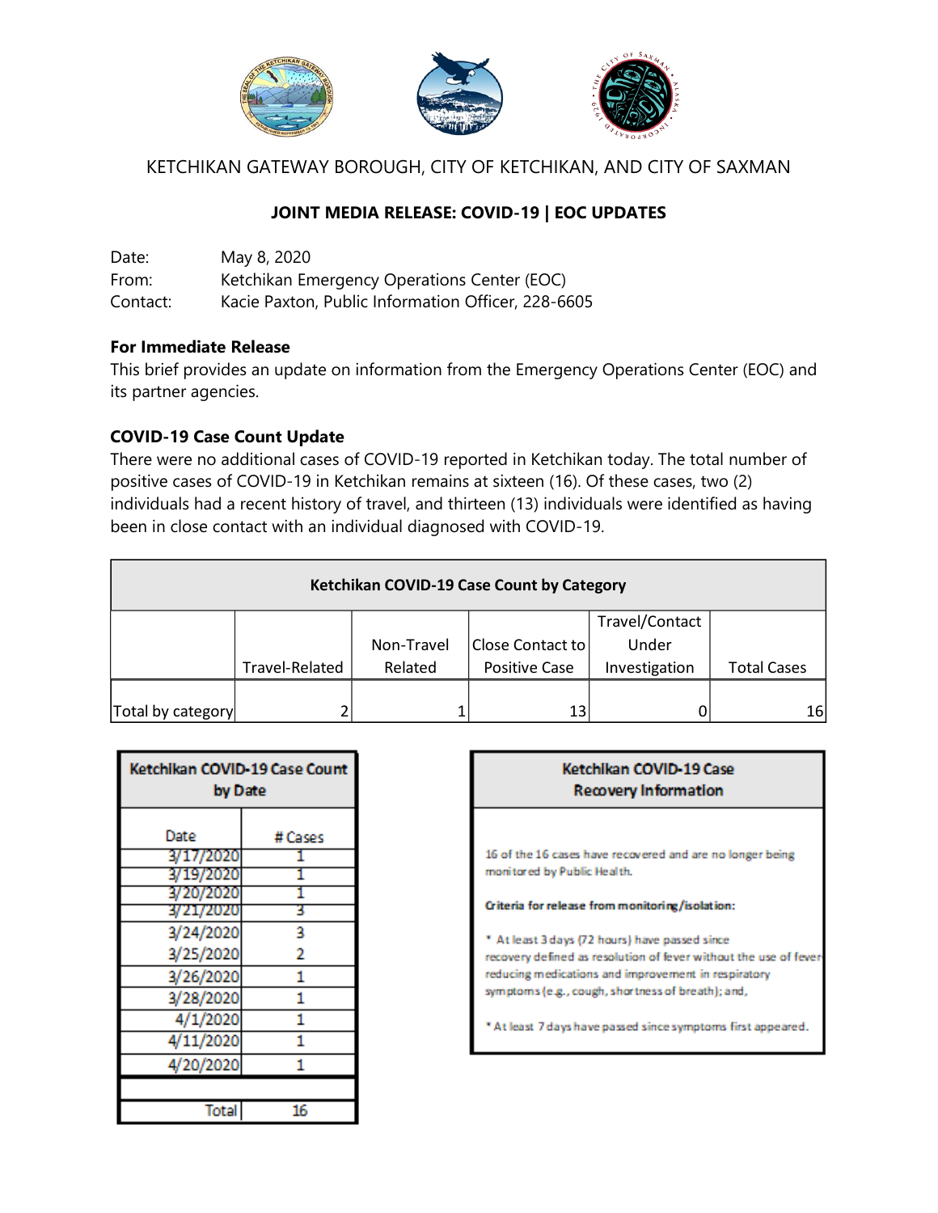KETCHIKAN GATEWAY BOROUGH, CITY OF KETCHIKAN, AND CITY OF SAXMAN

## JOINT MEDIA RELEASE: COVID-19 | EOC UPDATES

Date: May 8, 2020
From: Ketchikan Emergency Operations Center (EOC)
Contact: Kacie Paxton, Public Information Officer, 228-6605

**For Immediate Release**

This brief provides an update on information from the Emergency Operations Center (EOC) and its partner agencies.

**COVID-19 Case Count Update**

There were no additional cases of COVID-19 reported in Ketchikan today. The total number of positive cases of COVID-19 in Ketchikan remains at sixteen (16). Of these cases, two (2) individuals had a recent history of travel, and thirteen (13) individuals were identified as having been in close contact with an individual diagnosed with COVID-19.

**Ketchikan COVID-19 Case Count by Category**

| | Travel-Related | Non-Travel Related | Close Contact to Positive Case | Travel/Contact Under Investigation | Total Cases |
|---|---|---|---|---|---|
| Total by category | 2 | 1 | 13 | 0 | 16 |

**Ketchikan COVID-19 Case Count by Date**

| Date | # Cases |
|---|---|
| 3/17/2020 | 1 |
| 3/19/2020 | 1 |
| 3/20/2020 | 1 |
| 3/21/2020 | 3 |
| 3/24/2020 | 3 |
| 3/25/2020 | 2 |
| 3/26/2020 | 1 |
| 3/28/2020 | 1 |
| 4/1/2020 | 1 |
| 4/11/2020 | 1 |
| 4/20/2020 | 1 |
| | |
| Total | 16 |

**Ketchikan COVID-19 Case Recovery Information**

16 of the 16 cases have recovered and are no longer being monitored by Public Health.

**Criteria for release from monitoring/isolation:**

* At least 3 days (72 hours) have passed since recovery defined as resolution of fever without the use of fever-reducing medications and improvement in respiratory symptoms (e.g., cough, shortness of breath); and,

* At least 7 days have passed since symptoms first appeared.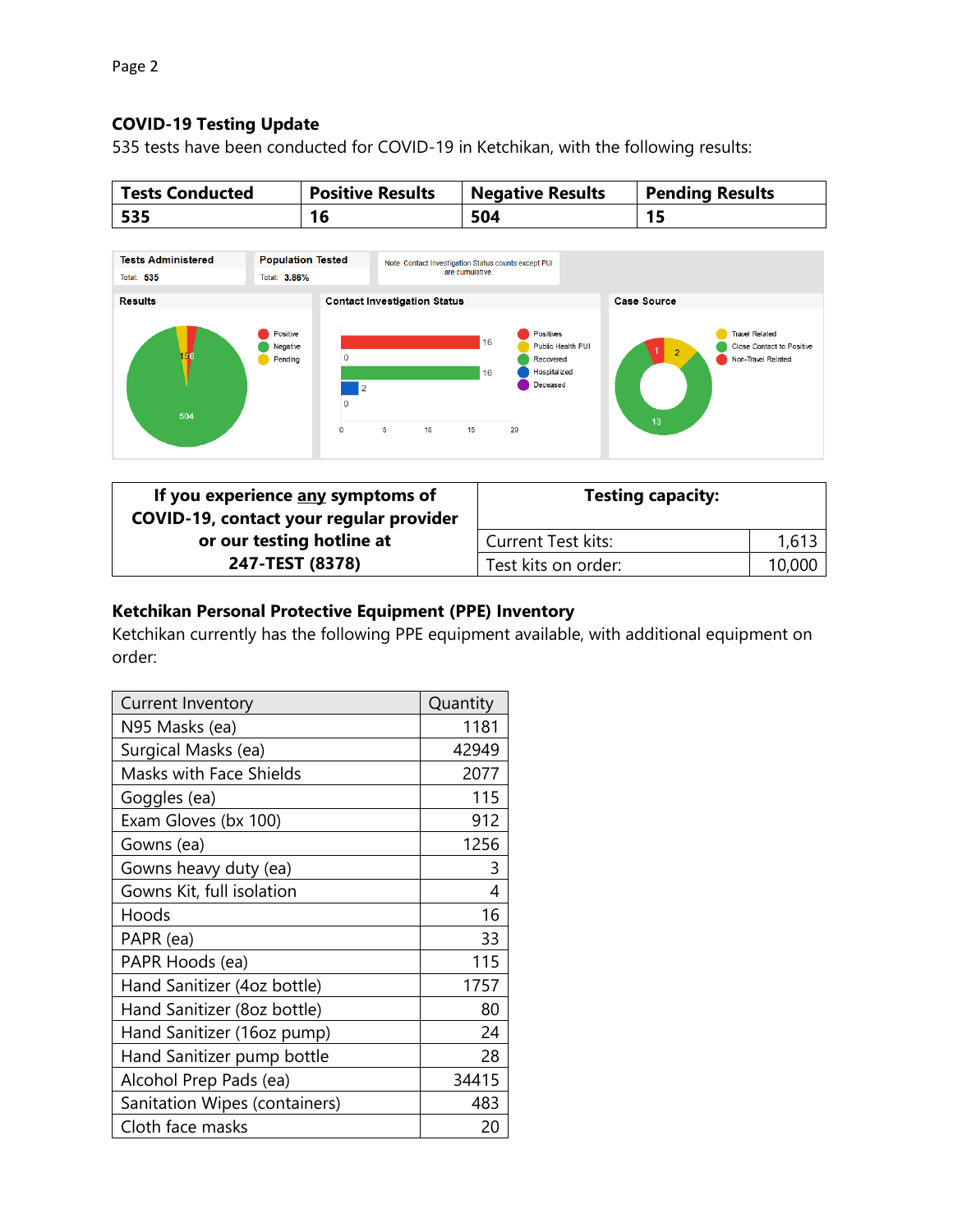## COVID-19 Testing Update

535 tests have been conducted for COVID-19 in Ketchikan, with the following results:

| Tests Conducted | Positive Results | Negative Results | Pending Results |
|---|---|---|---|
| 535 | 16 | 504 | 15 |

| If you experience **any** symptoms of COVID-19, contact your regular provider or our testing hotline at 247-TEST (8378) | Testing capacity: | |
|---|---|---|
| | Current Test kits: | 1,613 |
| | Test kits on order: | 10,000 |

## Ketchikan Personal Protective Equipment (PPE) Inventory

Ketchikan currently has the following PPE equipment available, with additional equipment on order:

| Current Inventory | Quantity |
|---|---|
| N95 Masks (ea) | 1181 |
| Surgical Masks (ea) | 42949 |
| Masks with Face Shields | 2077 |
| Goggles (ea) | 115 |
| Exam Gloves (bx 100) | 912 |
| Gowns (ea) | 1256 |
| Gowns heavy duty (ea) | 3 |
| Gowns Kit, full isolation | 4 |
| Hoods | 16 |
| PAPR (ea) | 33 |
| PAPR Hoods (ea) | 115 |
| Hand Sanitizer (4oz bottle) | 1757 |
| Hand Sanitizer (8oz bottle) | 80 |
| Hand Sanitizer (16oz pump) | 24 |
| Hand Sanitizer pump bottle | 28 |
| Alcohol Prep Pads (ea) | 34415 |
| Sanitation Wipes (containers) | 483 |
| Cloth face masks | 20 |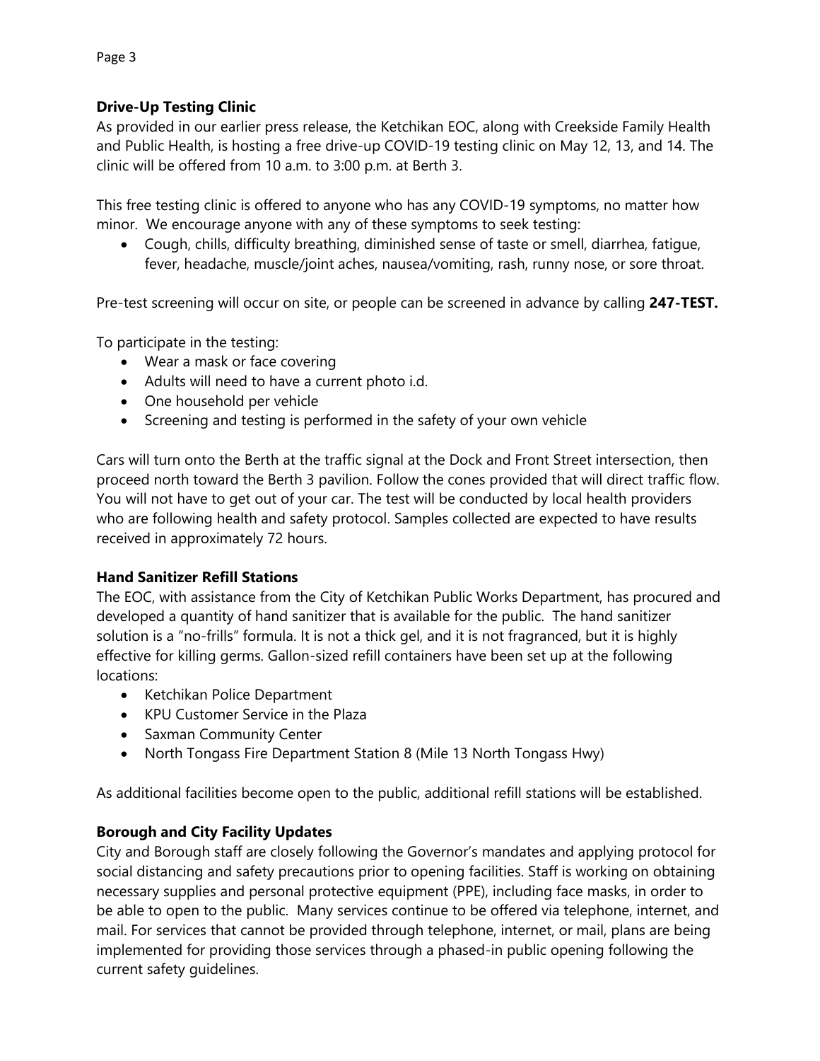**Drive-Up Testing Clinic**

As provided in our earlier press release, the Ketchikan EOC, along with Creekside Family Health and Public Health, is hosting a free drive-up COVID-19 testing clinic on May 12, 13, and 14. The clinic will be offered from 10 a.m. to 3:00 p.m. at Berth 3.

This free testing clinic is offered to anyone who has any COVID-19 symptoms, no matter how minor. We encourage anyone with any of these symptoms to seek testing:

- Cough, chills, difficulty breathing, diminished sense of taste or smell, diarrhea, fatigue, fever, headache, muscle/joint aches, nausea/vomiting, rash, runny nose, or sore throat.

Pre-test screening will occur on site, or people can be screened in advance by calling **247-TEST.**

To participate in the testing:

- Wear a mask or face covering
- Adults will need to have a current photo i.d.
- One household per vehicle
- Screening and testing is performed in the safety of your own vehicle

Cars will turn onto the Berth at the traffic signal at the Dock and Front Street intersection, then proceed north toward the Berth 3 pavilion. Follow the cones provided that will direct traffic flow. You will not have to get out of your car. The test will be conducted by local health providers who are following health and safety protocol. Samples collected are expected to have results received in approximately 72 hours.

**Hand Sanitizer Refill Stations**

The EOC, with assistance from the City of Ketchikan Public Works Department, has procured and developed a quantity of hand sanitizer that is available for the public. The hand sanitizer solution is a "no-frills" formula. It is not a thick gel, and it is not fragranced, but it is highly effective for killing germs. Gallon-sized refill containers have been set up at the following locations:

- Ketchikan Police Department
- KPU Customer Service in the Plaza
- Saxman Community Center
- North Tongass Fire Department Station 8 (Mile 13 North Tongass Hwy)

As additional facilities become open to the public, additional refill stations will be established.

**Borough and City Facility Updates**

City and Borough staff are closely following the Governor's mandates and applying protocol for social distancing and safety precautions prior to opening facilities. Staff is working on obtaining necessary supplies and personal protective equipment (PPE), including face masks, in order to be able to open to the public. Many services continue to be offered via telephone, internet, and mail. For services that cannot be provided through telephone, internet, or mail, plans are being implemented for providing those services through a phased-in public opening following the current safety guidelines.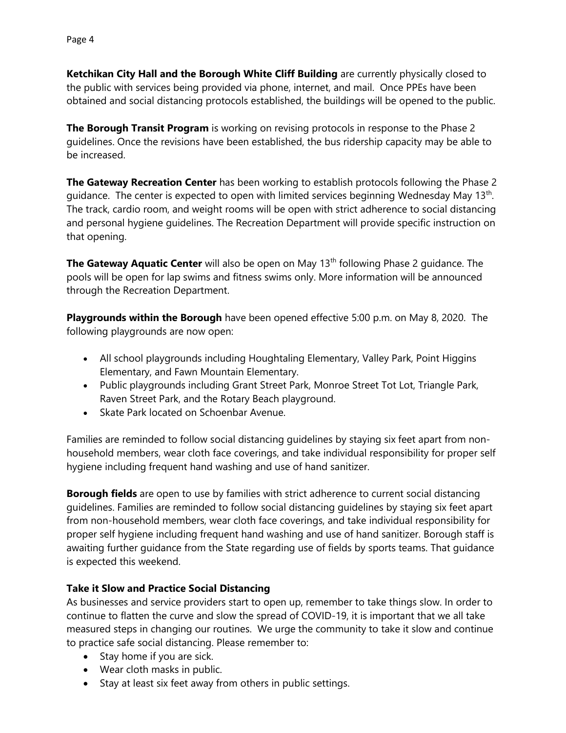**Ketchikan City Hall and the Borough White Cliff Building** are currently physically closed to the public with services being provided via phone, internet, and mail. Once PPEs have been obtained and social distancing protocols established, the buildings will be opened to the public.

**The Borough Transit Program** is working on revising protocols in response to the Phase 2 guidelines. Once the revisions have been established, the bus ridership capacity may be able to be increased.

**The Gateway Recreation Center** has been working to establish protocols following the Phase 2 guidance. The center is expected to open with limited services beginning Wednesday May 13th. The track, cardio room, and weight rooms will be open with strict adherence to social distancing and personal hygiene guidelines. The Recreation Department will provide specific instruction on that opening.

**The Gateway Aquatic Center** will also be open on May 13th following Phase 2 guidance. The pools will be open for lap swims and fitness swims only. More information will be announced through the Recreation Department.

**Playgrounds within the Borough** have been opened effective 5:00 p.m. on May 8, 2020. The following playgrounds are now open:

- All school playgrounds including Houghtaling Elementary, Valley Park, Point Higgins Elementary, and Fawn Mountain Elementary.
- Public playgrounds including Grant Street Park, Monroe Street Tot Lot, Triangle Park, Raven Street Park, and the Rotary Beach playground.
- Skate Park located on Schoenbar Avenue.

Families are reminded to follow social distancing guidelines by staying six feet apart from non-household members, wear cloth face coverings, and take individual responsibility for proper self hygiene including frequent hand washing and use of hand sanitizer.

**Borough fields** are open to use by families with strict adherence to current social distancing guidelines. Families are reminded to follow social distancing guidelines by staying six feet apart from non-household members, wear cloth face coverings, and take individual responsibility for proper self hygiene including frequent hand washing and use of hand sanitizer. Borough staff is awaiting further guidance from the State regarding use of fields by sports teams. That guidance is expected this weekend.

**Take it Slow and Practice Social Distancing**

As businesses and service providers start to open up, remember to take things slow. In order to continue to flatten the curve and slow the spread of COVID-19, it is important that we all take measured steps in changing our routines. We urge the community to take it slow and continue to practice safe social distancing. Please remember to:

- Stay home if you are sick.
- Wear cloth masks in public.
- Stay at least six feet away from others in public settings.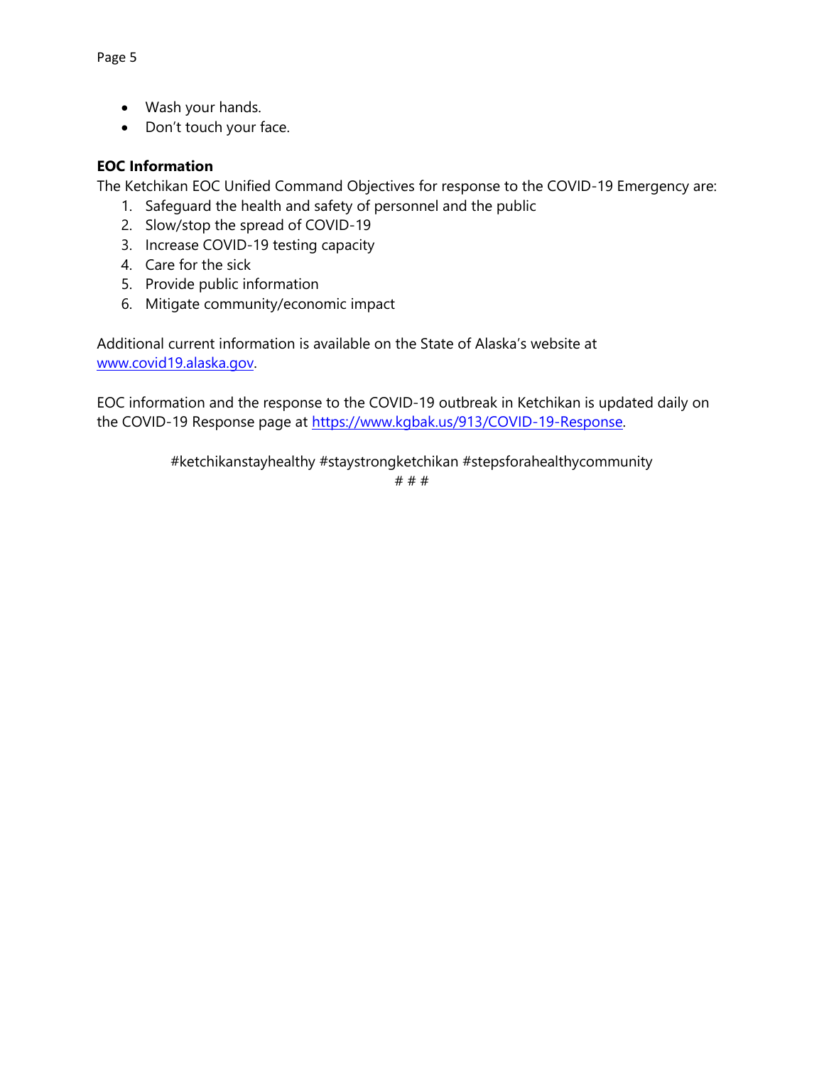- Wash your hands.
- Don't touch your face.

**EOC Information**

The Ketchikan EOC Unified Command Objectives for response to the COVID-19 Emergency are:

1. Safeguard the health and safety of personnel and the public
2. Slow/stop the spread of COVID-19
3. Increase COVID-19 testing capacity
4. Care for the sick
5. Provide public information
6. Mitigate community/economic impact

Additional current information is available on the State of Alaska's website at [www.covid19.alaska.gov](http://www.covid19.alaska.gov).

EOC information and the response to the COVID-19 outbreak in Ketchikan is updated daily on the COVID-19 Response page at [https://www.kgbak.us/913/COVID-19-Response](https://www.kgbak.us/913/COVID-19-Response).

#ketchikanstayhealthy #staystrongketchikan #stepsforahealthycommunity

# # #